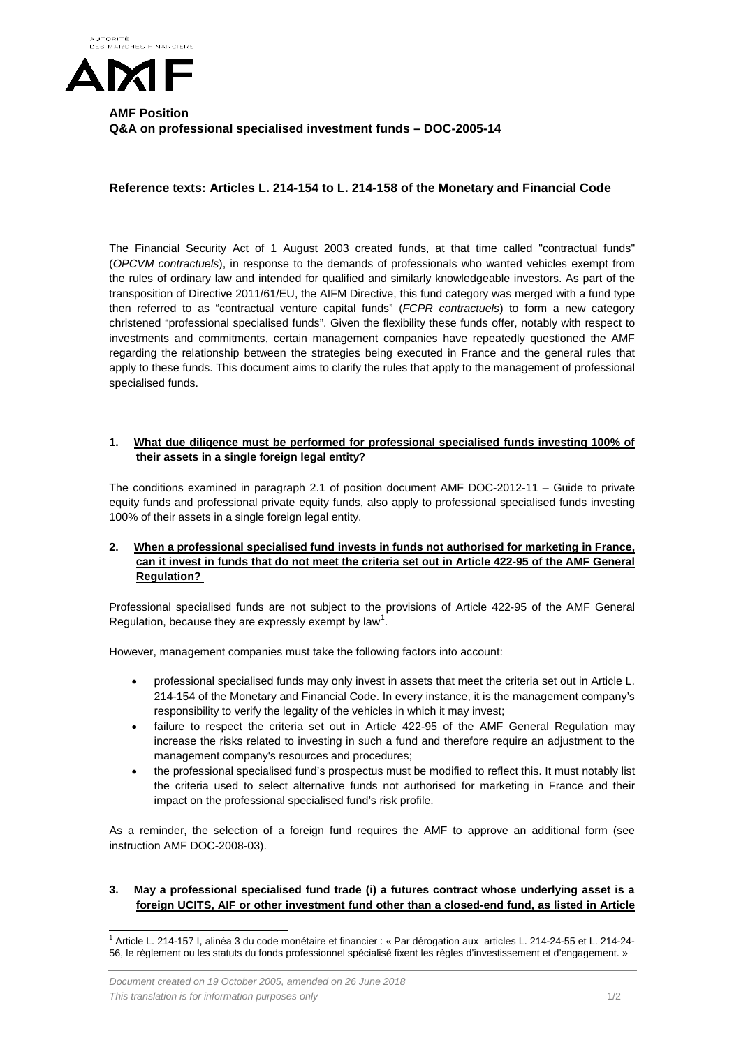**AMF Position**
**Q&A on professional specialised investment funds – DOC-2005-14**

**Reference texts: Articles L. 214-154 to L. 214-158 of the Monetary and Financial Code**

The Financial Security Act of 1 August 2003 created funds, at that time called "contractual funds" (*OPCVM contractuels*), in response to the demands of professionals who wanted vehicles exempt from the rules of ordinary law and intended for qualified and similarly knowledgeable investors. As part of the transposition of Directive 2011/61/EU, the AIFM Directive, this fund category was merged with a fund type then referred to as "contractual venture capital funds" (*FCPR contractuels*) to form a new category christened "professional specialised funds". Given the flexibility these funds offer, notably with respect to investments and commitments, certain management companies have repeatedly questioned the AMF regarding the relationship between the strategies being executed in France and the general rules that apply to these funds. This document aims to clarify the rules that apply to the management of professional specialised funds.

## 1. What due diligence must be performed for professional specialised funds investing 100% of their assets in a single foreign legal entity?

The conditions examined in paragraph 2.1 of position document AMF DOC-2012-11 – Guide to private equity funds and professional private equity funds, also apply to professional specialised funds investing 100% of their assets in a single foreign legal entity.

## 2. When a professional specialised fund invests in funds not authorised for marketing in France, can it invest in funds that do not meet the criteria set out in Article 422-95 of the AMF General Regulation?

Professional specialised funds are not subject to the provisions of Article 422-95 of the AMF General Regulation, because they are expressly exempt by law[1].

However, management companies must take the following factors into account:

- professional specialised funds may only invest in assets that meet the criteria set out in Article L. 214-154 of the Monetary and Financial Code. In every instance, it is the management company's responsibility to verify the legality of the vehicles in which it may invest;
- failure to respect the criteria set out in Article 422-95 of the AMF General Regulation may increase the risks related to investing in such a fund and therefore require an adjustment to the management company's resources and procedures;
- the professional specialised fund's prospectus must be modified to reflect this. It must notably list the criteria used to select alternative funds not authorised for marketing in France and their impact on the professional specialised fund's risk profile.

As a reminder, the selection of a foreign fund requires the AMF to approve an additional form (see instruction AMF DOC-2008-03).

## 3. May a professional specialised fund trade (i) a futures contract whose underlying asset is a foreign UCITS, AIF or other investment fund other than a closed-end fund, as listed in Article

[1] Article L. 214-157 I, alinéa 3 du code monétaire et financier : « Par dérogation aux articles L. 214-24-55 et L. 214-24-56, le règlement ou les statuts du fonds professionnel spécialisé fixent les règles d'investissement et d'engagement. »

*Document created on 19 October 2005, amended on 26 June 2018*
*This translation is for information purposes only*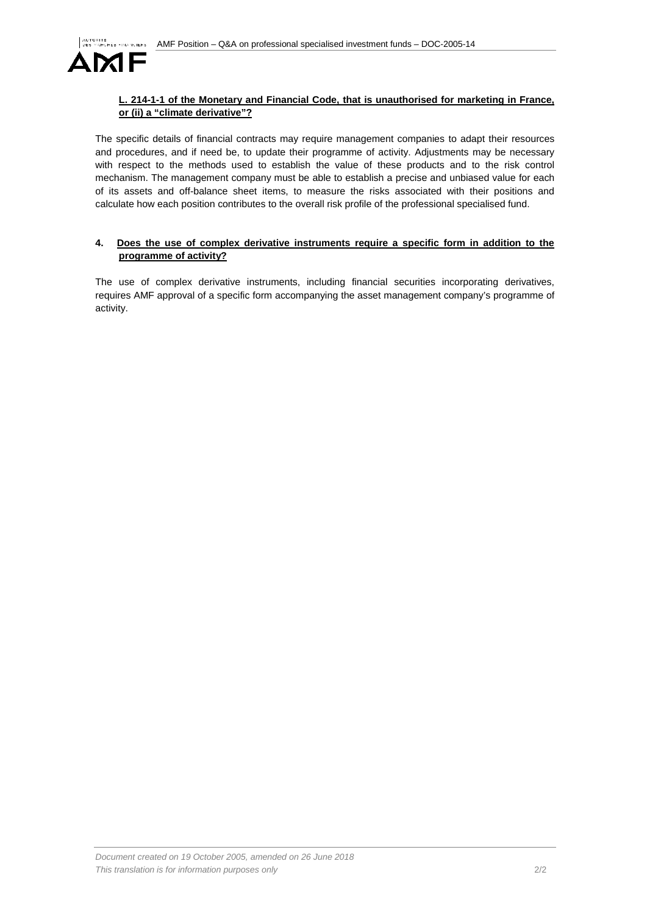**L. 214-1-1 of the Monetary and Financial Code, that is unauthorised for marketing in France, or (ii) a "climate derivative"?**

The specific details of financial contracts may require management companies to adapt their resources and procedures, and if need be, to update their programme of activity. Adjustments may be necessary with respect to the methods used to establish the value of these products and to the risk control mechanism. The management company must be able to establish a precise and unbiased value for each of its assets and off-balance sheet items, to measure the risks associated with their positions and calculate how each position contributes to the overall risk profile of the professional specialised fund.

### 4. Does the use of complex derivative instruments require a specific form in addition to the programme of activity?

The use of complex derivative instruments, including financial securities incorporating derivatives, requires AMF approval of a specific form accompanying the asset management company's programme of activity.

*Document created on 19 October 2005, amended on 26 June 2018*
*This translation is for information purposes only*